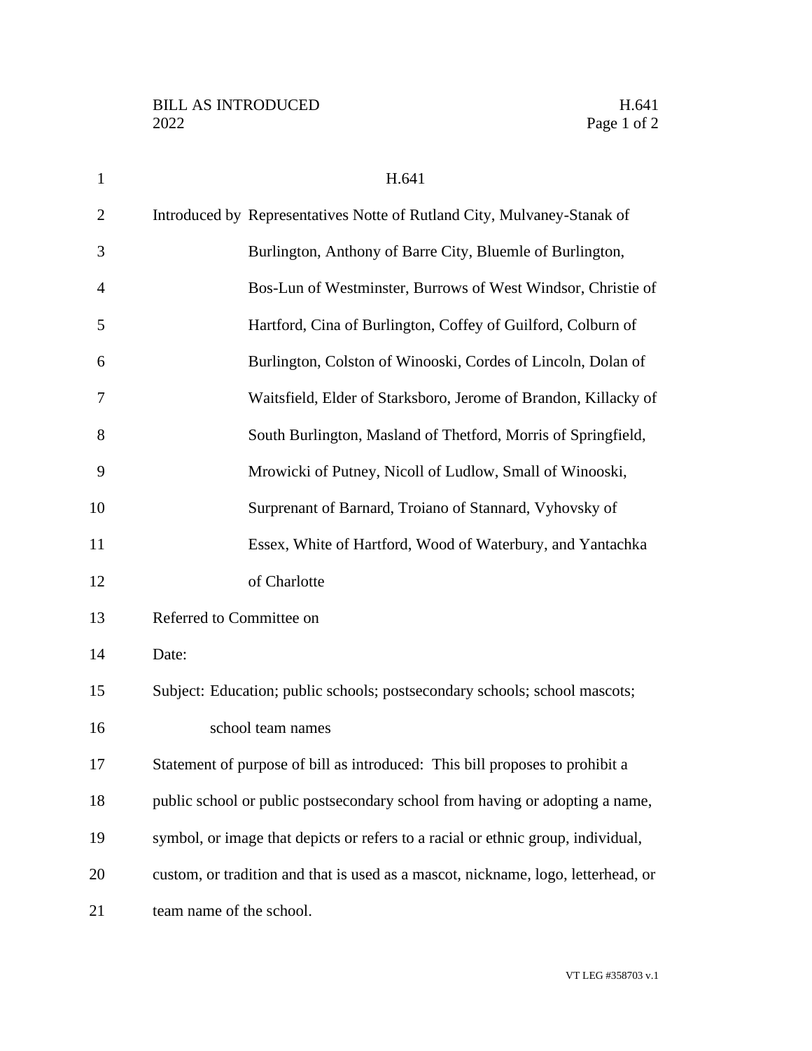BILL AS INTRODUCED H.641
2022

# H.641

Introduced by Representatives Notte of Rutland City, Mulvaney-Stanak of Burlington, Anthony of Barre City, Bluemle of Burlington, Bos-Lun of Westminster, Burrows of West Windsor, Christie of Hartford, Cina of Burlington, Coffey of Guilford, Colburn of Burlington, Colston of Winooski, Cordes of Lincoln, Dolan of Waitsfield, Elder of Starksboro, Jerome of Brandon, Killacky of South Burlington, Masland of Thetford, Morris of Springfield, Mrowicki of Putney, Nicoll of Ludlow, Small of Winooski, Surprenant of Barnard, Troiano of Stannard, Vyhovsky of Essex, White of Hartford, Wood of Waterbury, and Yantachka of Charlotte

Referred to Committee on

Date:

Subject: Education; public schools; postsecondary schools; school mascots; school team names

Statement of purpose of bill as introduced: This bill proposes to prohibit a public school or public postsecondary school from having or adopting a name, symbol, or image that depicts or refers to a racial or ethnic group, individual, custom, or tradition and that is used as a mascot, nickname, logo, letterhead, or team name of the school.

VT LEG #358703 v.1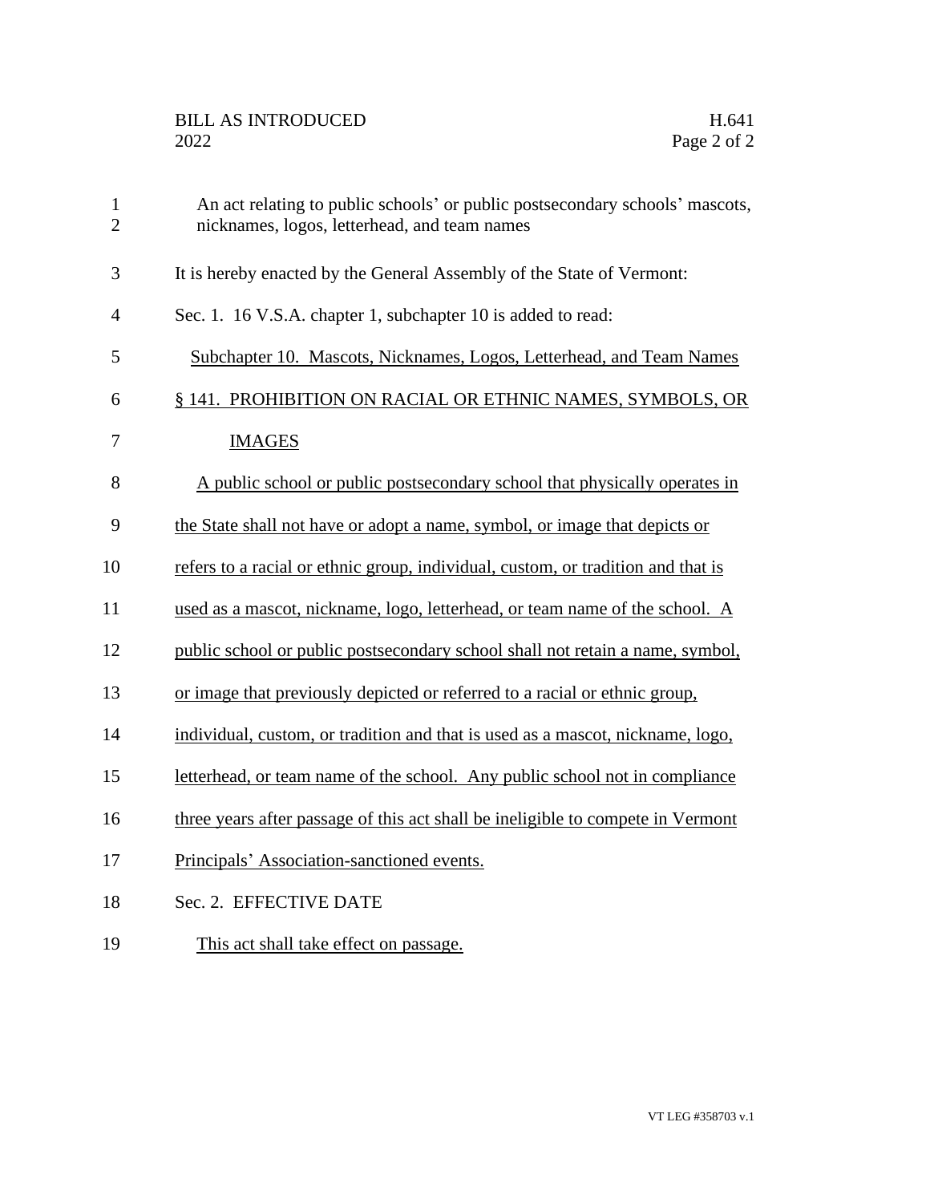An act relating to public schools' or public postsecondary schools' mascots, nicknames, logos, letterhead, and team names

It is hereby enacted by the General Assembly of the State of Vermont:

Sec. 1. 16 V.S.A. chapter 1, subchapter 10 is added to read:

Subchapter 10. Mascots, Nicknames, Logos, Letterhead, and Team Names

§ 141. PROHIBITION ON RACIAL OR ETHNIC NAMES, SYMBOLS, OR IMAGES

A public school or public postsecondary school that physically operates in the State shall not have or adopt a name, symbol, or image that depicts or refers to a racial or ethnic group, individual, custom, or tradition and that is used as a mascot, nickname, logo, letterhead, or team name of the school. A public school or public postsecondary school shall not retain a name, symbol, or image that previously depicted or referred to a racial or ethnic group, individual, custom, or tradition and that is used as a mascot, nickname, logo, letterhead, or team name of the school. Any public school not in compliance three years after passage of this act shall be ineligible to compete in Vermont Principals' Association-sanctioned events.

Sec. 2. EFFECTIVE DATE

This act shall take effect on passage.